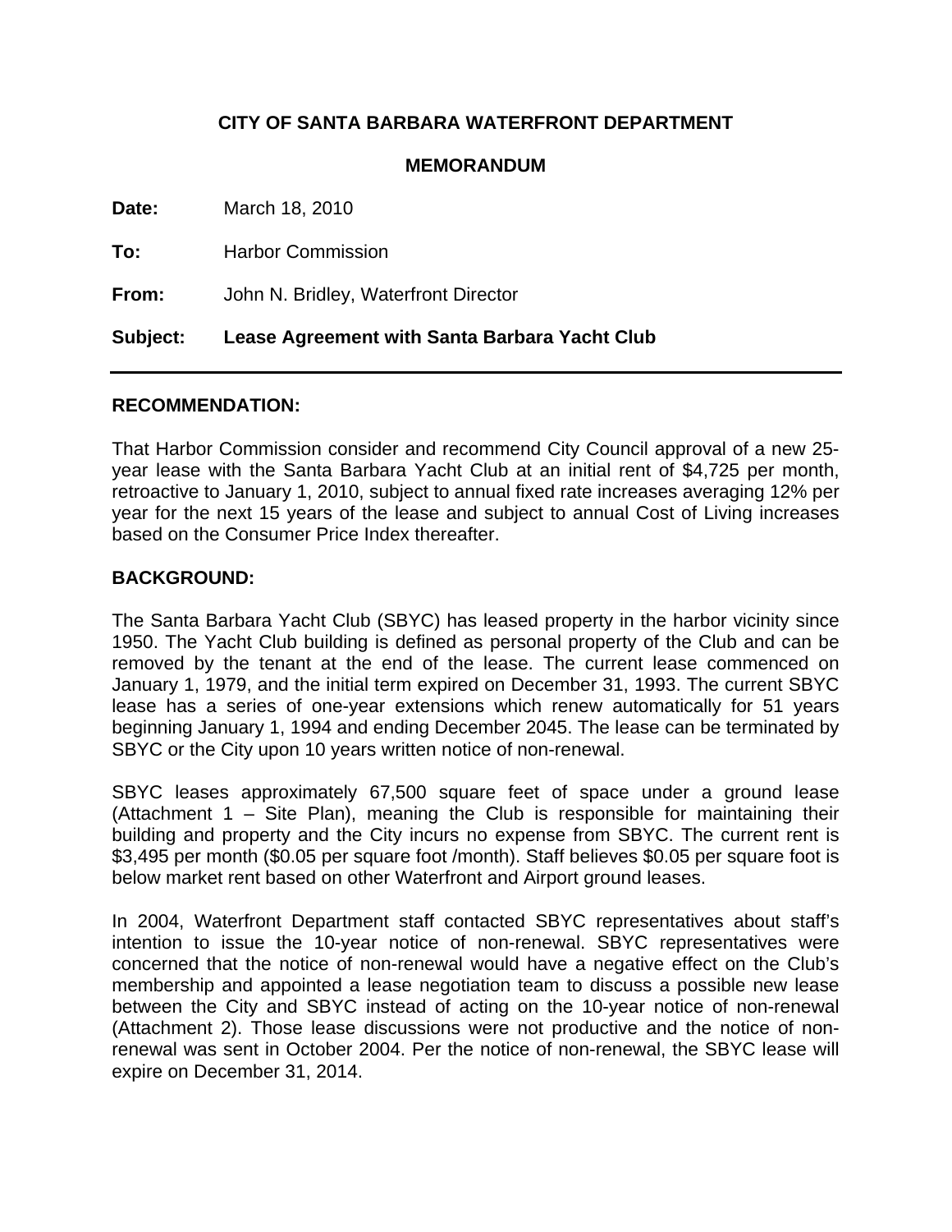**CITY OF SANTA BARBARA WATERFRONT DEPARTMENT**

**MEMORANDUM**

**Date:** March 18, 2010

**To:** Harbor Commission

**From:** John N. Bridley, Waterfront Director

**Subject: Lease Agreement with Santa Barbara Yacht Club**

---

## RECOMMENDATION:

That Harbor Commission consider and recommend City Council approval of a new 25-year lease with the Santa Barbara Yacht Club at an initial rent of $4,725 per month, retroactive to January 1, 2010, subject to annual fixed rate increases averaging 12% per year for the next 15 years of the lease and subject to annual Cost of Living increases based on the Consumer Price Index thereafter.

## BACKGROUND:

The Santa Barbara Yacht Club (SBYC) has leased property in the harbor vicinity since 1950. The Yacht Club building is defined as personal property of the Club and can be removed by the tenant at the end of the lease. The current lease commenced on January 1, 1979, and the initial term expired on December 31, 1993. The current SBYC lease has a series of one-year extensions which renew automatically for 51 years beginning January 1, 1994 and ending December 2045. The lease can be terminated by SBYC or the City upon 10 years written notice of non-renewal.

SBYC leases approximately 67,500 square feet of space under a ground lease (Attachment 1 – Site Plan), meaning the Club is responsible for maintaining their building and property and the City incurs no expense from SBYC. The current rent is $3,495 per month ($0.05 per square foot /month). Staff believes $0.05 per square foot is below market rent based on other Waterfront and Airport ground leases.

In 2004, Waterfront Department staff contacted SBYC representatives about staff's intention to issue the 10-year notice of non-renewal. SBYC representatives were concerned that the notice of non-renewal would have a negative effect on the Club's membership and appointed a lease negotiation team to discuss a possible new lease between the City and SBYC instead of acting on the 10-year notice of non-renewal (Attachment 2). Those lease discussions were not productive and the notice of non-renewal was sent in October 2004. Per the notice of non-renewal, the SBYC lease will expire on December 31, 2014.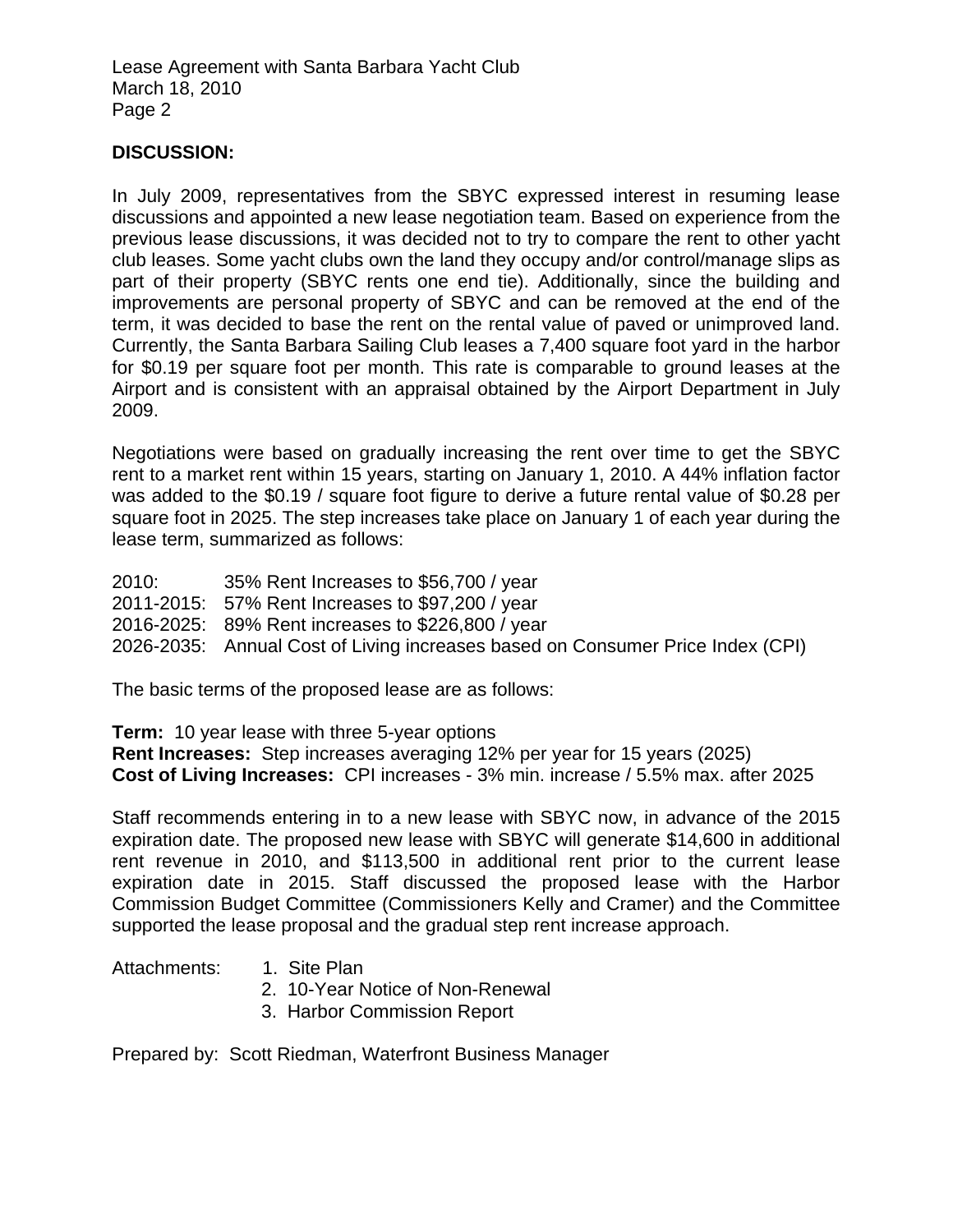**DISCUSSION:**

In July 2009, representatives from the SBYC expressed interest in resuming lease discussions and appointed a new lease negotiation team. Based on experience from the previous lease discussions, it was decided not to try to compare the rent to other yacht club leases. Some yacht clubs own the land they occupy and/or control/manage slips as part of their property (SBYC rents one end tie). Additionally, since the building and improvements are personal property of SBYC and can be removed at the end of the term, it was decided to base the rent on the rental value of paved or unimproved land. Currently, the Santa Barbara Sailing Club leases a 7,400 square foot yard in the harbor for $0.19 per square foot per month. This rate is comparable to ground leases at the Airport and is consistent with an appraisal obtained by the Airport Department in July 2009.

Negotiations were based on gradually increasing the rent over time to get the SBYC rent to a market rent within 15 years, starting on January 1, 2010. A 44% inflation factor was added to the $0.19 / square foot figure to derive a future rental value of $0.28 per square foot in 2025. The step increases take place on January 1 of each year during the lease term, summarized as follows:

2010: 35% Rent Increases to $56,700 / year
2011-2015: 57% Rent Increases to $97,200 / year
2016-2025: 89% Rent increases to $226,800 / year
2026-2035: Annual Cost of Living increases based on Consumer Price Index (CPI)

The basic terms of the proposed lease are as follows:

**Term:** 10 year lease with three 5-year options
**Rent Increases:** Step increases averaging 12% per year for 15 years (2025)
**Cost of Living Increases:** CPI increases - 3% min. increase / 5.5% max. after 2025

Staff recommends entering in to a new lease with SBYC now, in advance of the 2015 expiration date. The proposed new lease with SBYC will generate $14,600 in additional rent revenue in 2010, and $113,500 in additional rent prior to the current lease expiration date in 2015. Staff discussed the proposed lease with the Harbor Commission Budget Committee (Commissioners Kelly and Cramer) and the Committee supported the lease proposal and the gradual step rent increase approach.

Attachments:
1. Site Plan
2. 10-Year Notice of Non-Renewal
3. Harbor Commission Report

Prepared by: Scott Riedman, Waterfront Business Manager